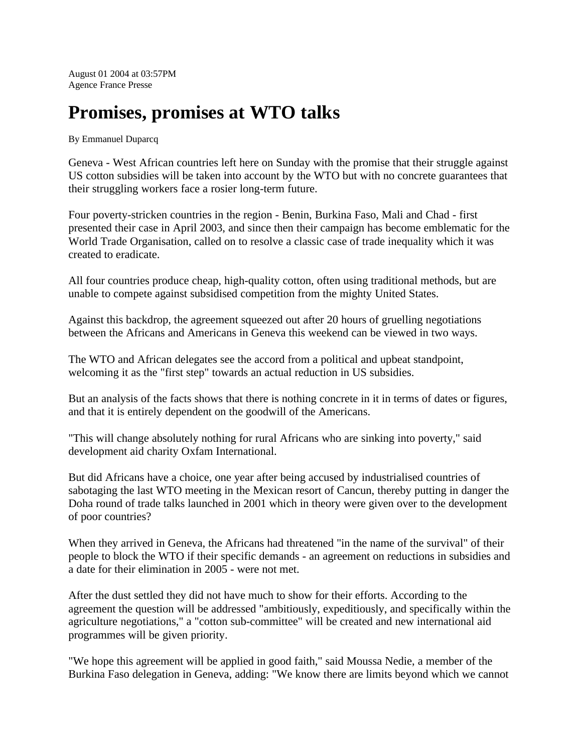August 01 2004 at 03:57PM
Agence France Presse

# Promises, promises at WTO talks

By Emmanuel Duparcq

Geneva - West African countries left here on Sunday with the promise that their struggle against US cotton subsidies will be taken into account by the WTO but with no concrete guarantees that their struggling workers face a rosier long-term future.

Four poverty-stricken countries in the region - Benin, Burkina Faso, Mali and Chad - first presented their case in April 2003, and since then their campaign has become emblematic for the World Trade Organisation, called on to resolve a classic case of trade inequality which it was created to eradicate.

All four countries produce cheap, high-quality cotton, often using traditional methods, but are unable to compete against subsidised competition from the mighty United States.

Against this backdrop, the agreement squeezed out after 20 hours of gruelling negotiations between the Africans and Americans in Geneva this weekend can be viewed in two ways.

The WTO and African delegates see the accord from a political and upbeat standpoint, welcoming it as the "first step" towards an actual reduction in US subsidies.

But an analysis of the facts shows that there is nothing concrete in it in terms of dates or figures, and that it is entirely dependent on the goodwill of the Americans.

"This will change absolutely nothing for rural Africans who are sinking into poverty," said development aid charity Oxfam International.

But did Africans have a choice, one year after being accused by industrialised countries of sabotaging the last WTO meeting in the Mexican resort of Cancun, thereby putting in danger the Doha round of trade talks launched in 2001 which in theory were given over to the development of poor countries?

When they arrived in Geneva, the Africans had threatened "in the name of the survival" of their people to block the WTO if their specific demands - an agreement on reductions in subsidies and a date for their elimination in 2005 - were not met.

After the dust settled they did not have much to show for their efforts. According to the agreement the question will be addressed "ambitiously, expeditiously, and specifically within the agriculture negotiations," a "cotton sub-committee" will be created and new international aid programmes will be given priority.

"We hope this agreement will be applied in good faith," said Moussa Nedie, a member of the Burkina Faso delegation in Geneva, adding: "We know there are limits beyond which we cannot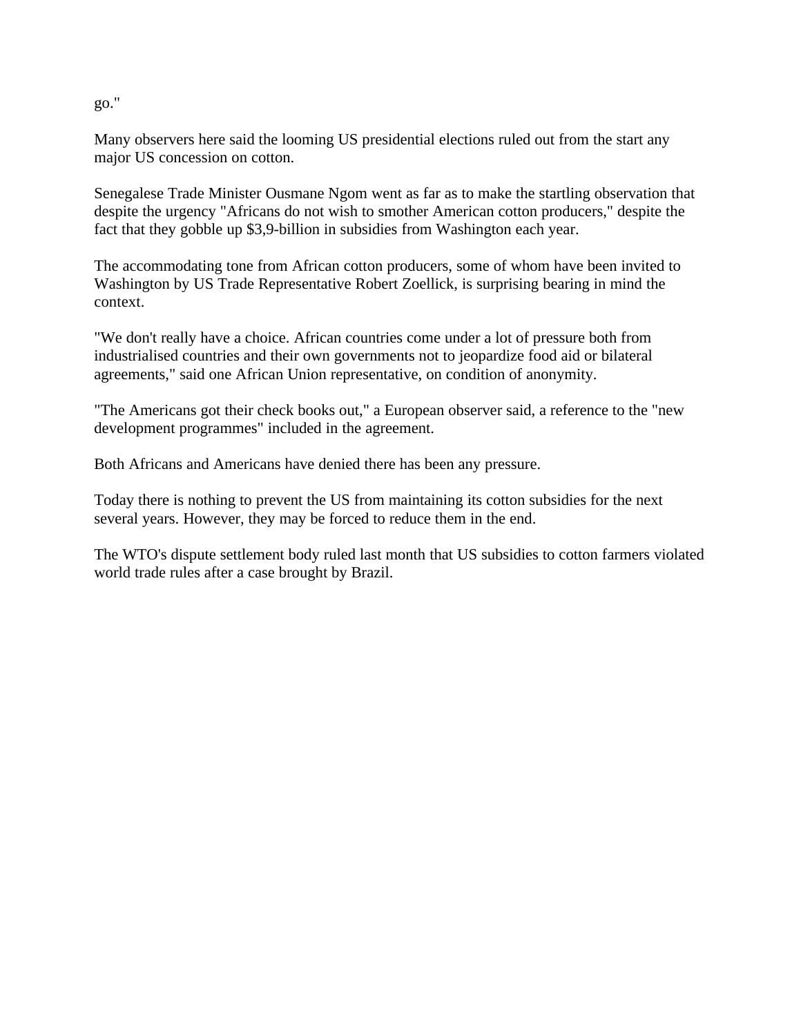go."

Many observers here said the looming US presidential elections ruled out from the start any major US concession on cotton.

Senegalese Trade Minister Ousmane Ngom went as far as to make the startling observation that despite the urgency "Africans do not wish to smother American cotton producers," despite the fact that they gobble up $3,9-billion in subsidies from Washington each year.

The accommodating tone from African cotton producers, some of whom have been invited to Washington by US Trade Representative Robert Zoellick, is surprising bearing in mind the context.

"We don't really have a choice. African countries come under a lot of pressure both from industrialised countries and their own governments not to jeopardize food aid or bilateral agreements," said one African Union representative, on condition of anonymity.

"The Americans got their check books out," a European observer said, a reference to the "new development programmes" included in the agreement.

Both Africans and Americans have denied there has been any pressure.

Today there is nothing to prevent the US from maintaining its cotton subsidies for the next several years. However, they may be forced to reduce them in the end.

The WTO's dispute settlement body ruled last month that US subsidies to cotton farmers violated world trade rules after a case brought by Brazil.